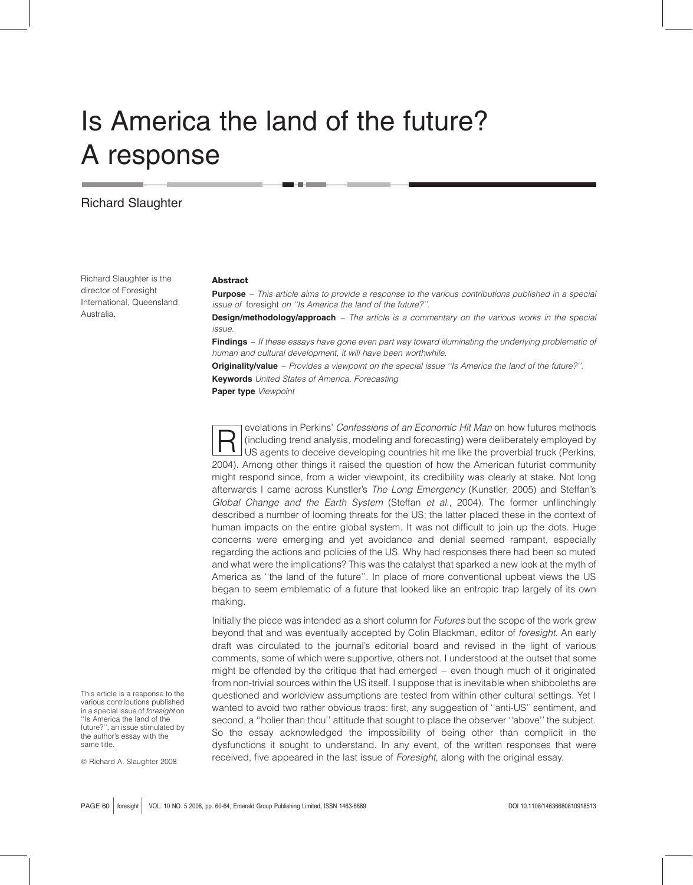# Is America the land of the future? A response

Richard Slaughter

Richard Slaughter is the director of Foresight International, Queensland, Australia.

### Abstract

**Purpose** – *This article aims to provide a response to the various contributions published in a special issue of* foresight *on "Is America the land of the future?".*

**Design/methodology/approach** – *The article is a commentary on the various works in the special issue.*

**Findings** – *If these essays have gone even part way toward illuminating the underlying problematic of human and cultural development, it will have been worthwhile.*

**Originality/value** – *Provides a viewpoint on the special issue "Is America the land of the future?".*

**Keywords** *United States of America, Forecasting*

**Paper type** *Viewpoint*

Revelations in Perkins' *Confessions of an Economic Hit Man* on how futures methods (including trend analysis, modeling and forecasting) were deliberately employed by US agents to deceive developing countries hit me like the proverbial truck (Perkins, 2004). Among other things it raised the question of how the American futurist community might respond since, from a wider viewpoint, its credibility was clearly at stake. Not long afterwards I came across Kunstler's *The Long Emergency* (Kunstler, 2005) and Steffan's *Global Change and the Earth System* (Steffan *et al.*, 2004). The former unflinchingly described a number of looming threats for the US; the latter placed these in the context of human impacts on the entire global system. It was not difficult to join up the dots. Huge concerns were emerging and yet avoidance and denial seemed rampant, especially regarding the actions and policies of the US. Why had responses there had been so muted and what were the implications? This was the catalyst that sparked a new look at the myth of America as "the land of the future". In place of more conventional upbeat views the US began to seem emblematic of a future that looked like an entropic trap largely of its own making.

Initially the piece was intended as a short column for *Futures* but the scope of the work grew beyond that and was eventually accepted by Colin Blackman, editor of *foresight*. An early draft was circulated to the journal's editorial board and revised in the light of various comments, some of which were supportive, others not. I understood at the outset that some might be offended by the critique that had emerged – even though much of it originated from non-trivial sources within the US itself. I suppose that is inevitable when shibboleths are questioned and worldview assumptions are tested from within other cultural settings. Yet I wanted to avoid two rather obvious traps: first, any suggestion of "anti-US" sentiment, and second, a "holier than thou" attitude that sought to place the observer "above" the subject. So the essay acknowledged the impossibility of being other than complicit in the dysfunctions it sought to understand. In any event, of the written responses that were received, five appeared in the last issue of *Foresight*, along with the original essay.

This article is a response to the various contributions published in a special issue of *foresight* on "Is America the land of the future?", an issue stimulated by the author's essay with the same title.

© Richard A. Slaughter 2008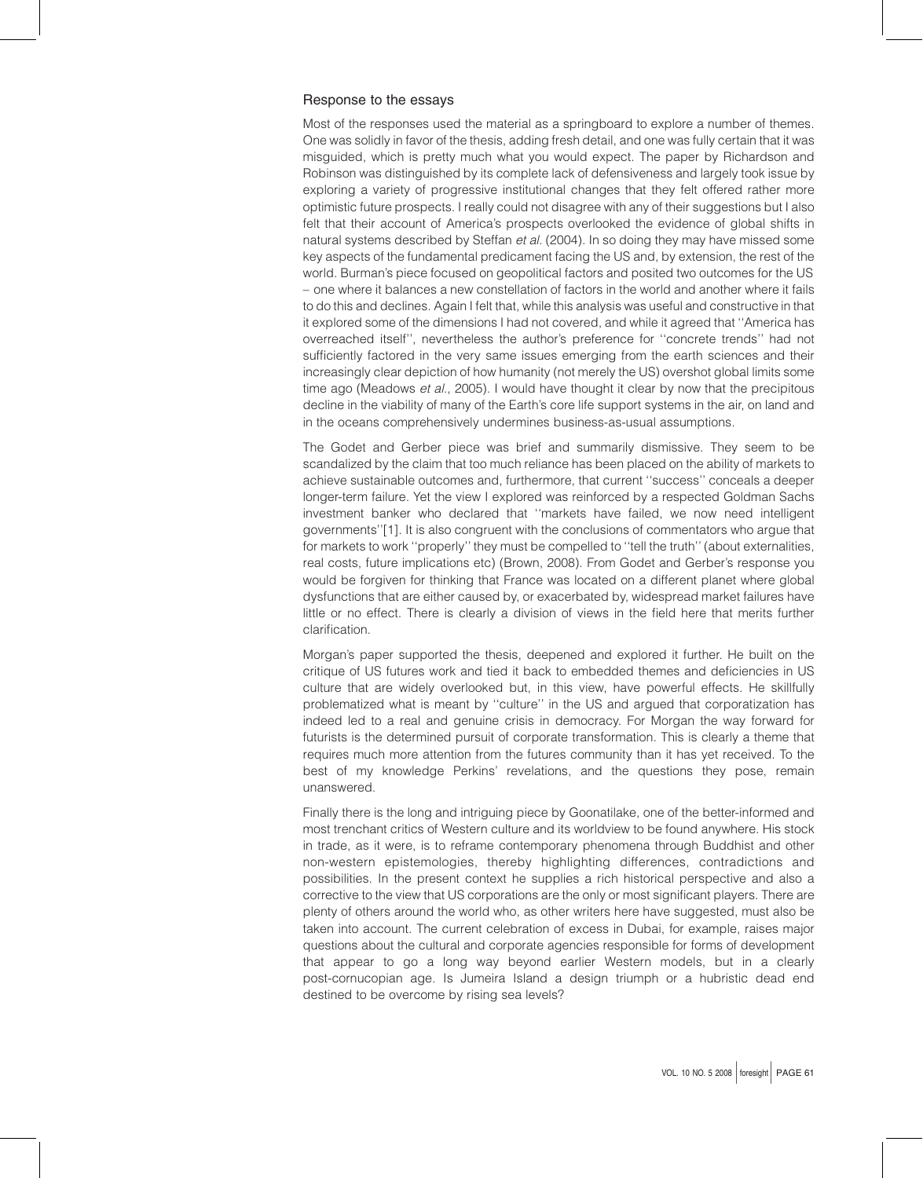## Response to the essays

Most of the responses used the material as a springboard to explore a number of themes. One was solidly in favor of the thesis, adding fresh detail, and one was fully certain that it was misguided, which is pretty much what you would expect. The paper by Richardson and Robinson was distinguished by its complete lack of defensiveness and largely took issue by exploring a variety of progressive institutional changes that they felt offered rather more optimistic future prospects. I really could not disagree with any of their suggestions but I also felt that their account of America's prospects overlooked the evidence of global shifts in natural systems described by Steffan *et al.* (2004). In so doing they may have missed some key aspects of the fundamental predicament facing the US and, by extension, the rest of the world. Burman's piece focused on geopolitical factors and posited two outcomes for the US – one where it balances a new constellation of factors in the world and another where it fails to do this and declines. Again I felt that, while this analysis was useful and constructive in that it explored some of the dimensions I had not covered, and while it agreed that ''America has overreached itself'', nevertheless the author's preference for ''concrete trends'' had not sufficiently factored in the very same issues emerging from the earth sciences and their increasingly clear depiction of how humanity (not merely the US) overshot global limits some time ago (Meadows *et al.*, 2005). I would have thought it clear by now that the precipitous decline in the viability of many of the Earth's core life support systems in the air, on land and in the oceans comprehensively undermines business-as-usual assumptions.

The Godet and Gerber piece was brief and summarily dismissive. They seem to be scandalized by the claim that too much reliance has been placed on the ability of markets to achieve sustainable outcomes and, furthermore, that current ''success'' conceals a deeper longer-term failure. Yet the view I explored was reinforced by a respected Goldman Sachs investment banker who declared that ''markets have failed, we now need intelligent governments''[1]. It is also congruent with the conclusions of commentators who argue that for markets to work ''properly'' they must be compelled to ''tell the truth'' (about externalities, real costs, future implications etc) (Brown, 2008). From Godet and Gerber's response you would be forgiven for thinking that France was located on a different planet where global dysfunctions that are either caused by, or exacerbated by, widespread market failures have little or no effect. There is clearly a division of views in the field here that merits further clarification.

Morgan's paper supported the thesis, deepened and explored it further. He built on the critique of US futures work and tied it back to embedded themes and deficiencies in US culture that are widely overlooked but, in this view, have powerful effects. He skillfully problematized what is meant by ''culture'' in the US and argued that corporatization has indeed led to a real and genuine crisis in democracy. For Morgan the way forward for futurists is the determined pursuit of corporate transformation. This is clearly a theme that requires much more attention from the futures community than it has yet received. To the best of my knowledge Perkins' revelations, and the questions they pose, remain unanswered.

Finally there is the long and intriguing piece by Goonatilake, one of the better-informed and most trenchant critics of Western culture and its worldview to be found anywhere. His stock in trade, as it were, is to reframe contemporary phenomena through Buddhist and other non-western epistemologies, thereby highlighting differences, contradictions and possibilities. In the present context he supplies a rich historical perspective and also a corrective to the view that US corporations are the only or most significant players. There are plenty of others around the world who, as other writers here have suggested, must also be taken into account. The current celebration of excess in Dubai, for example, raises major questions about the cultural and corporate agencies responsible for forms of development that appear to go a long way beyond earlier Western models, but in a clearly post-cornucopian age. Is Jumeira Island a design triumph or a hubristic dead end destined to be overcome by rising sea levels?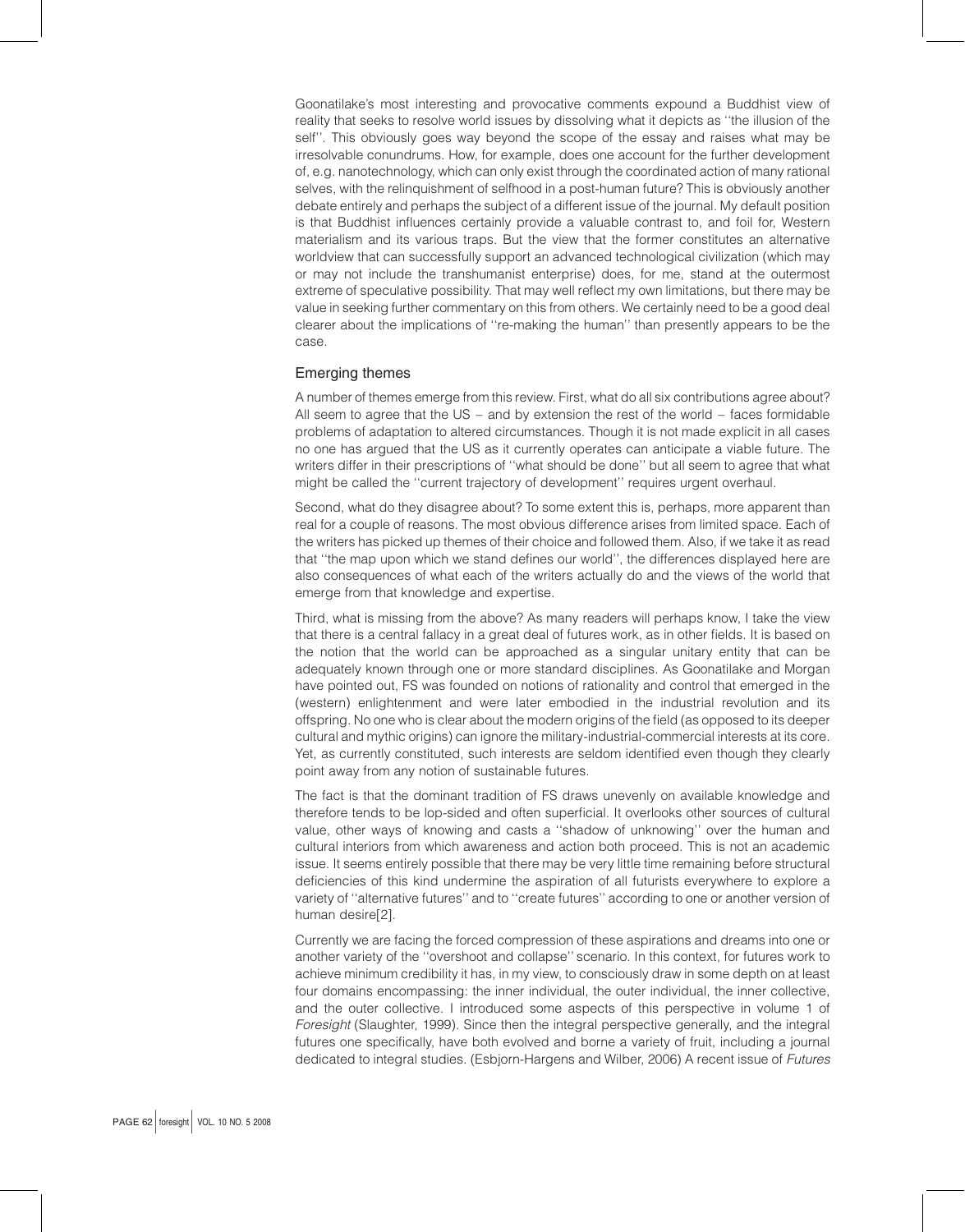Goonatilake's most interesting and provocative comments expound a Buddhist view of reality that seeks to resolve world issues by dissolving what it depicts as ''the illusion of the self''. This obviously goes way beyond the scope of the essay and raises what may be irresolvable conundrums. How, for example, does one account for the further development of, e.g. nanotechnology, which can only exist through the coordinated action of many rational selves, with the relinquishment of selfhood in a post-human future? This is obviously another debate entirely and perhaps the subject of a different issue of the journal. My default position is that Buddhist influences certainly provide a valuable contrast to, and foil for, Western materialism and its various traps. But the view that the former constitutes an alternative worldview that can successfully support an advanced technological civilization (which may or may not include the transhumanist enterprise) does, for me, stand at the outermost extreme of speculative possibility. That may well reflect my own limitations, but there may be value in seeking further commentary on this from others. We certainly need to be a good deal clearer about the implications of ''re-making the human'' than presently appears to be the case.

## Emerging themes

A number of themes emerge from this review. First, what do all six contributions agree about? All seem to agree that the US – and by extension the rest of the world – faces formidable problems of adaptation to altered circumstances. Though it is not made explicit in all cases no one has argued that the US as it currently operates can anticipate a viable future. The writers differ in their prescriptions of ''what should be done'' but all seem to agree that what might be called the ''current trajectory of development'' requires urgent overhaul.

Second, what do they disagree about? To some extent this is, perhaps, more apparent than real for a couple of reasons. The most obvious difference arises from limited space. Each of the writers has picked up themes of their choice and followed them. Also, if we take it as read that ''the map upon which we stand defines our world'', the differences displayed here are also consequences of what each of the writers actually do and the views of the world that emerge from that knowledge and expertise.

Third, what is missing from the above? As many readers will perhaps know, I take the view that there is a central fallacy in a great deal of futures work, as in other fields. It is based on the notion that the world can be approached as a singular unitary entity that can be adequately known through one or more standard disciplines. As Goonatilake and Morgan have pointed out, FS was founded on notions of rationality and control that emerged in the (western) enlightenment and were later embodied in the industrial revolution and its offspring. No one who is clear about the modern origins of the field (as opposed to its deeper cultural and mythic origins) can ignore the military-industrial-commercial interests at its core. Yet, as currently constituted, such interests are seldom identified even though they clearly point away from any notion of sustainable futures.

The fact is that the dominant tradition of FS draws unevenly on available knowledge and therefore tends to be lop-sided and often superficial. It overlooks other sources of cultural value, other ways of knowing and casts a ''shadow of unknowing'' over the human and cultural interiors from which awareness and action both proceed. This is not an academic issue. It seems entirely possible that there may be very little time remaining before structural deficiencies of this kind undermine the aspiration of all futurists everywhere to explore a variety of ''alternative futures'' and to ''create futures'' according to one or another version of human desire[2].

Currently we are facing the forced compression of these aspirations and dreams into one or another variety of the ''overshoot and collapse'' scenario. In this context, for futures work to achieve minimum credibility it has, in my view, to consciously draw in some depth on at least four domains encompassing: the inner individual, the outer individual, the inner collective, and the outer collective. I introduced some aspects of this perspective in volume 1 of *Foresight* (Slaughter, 1999). Since then the integral perspective generally, and the integral futures one specifically, have both evolved and borne a variety of fruit, including a journal dedicated to integral studies. (Esbjorn-Hargens and Wilber, 2006) A recent issue of *Futures*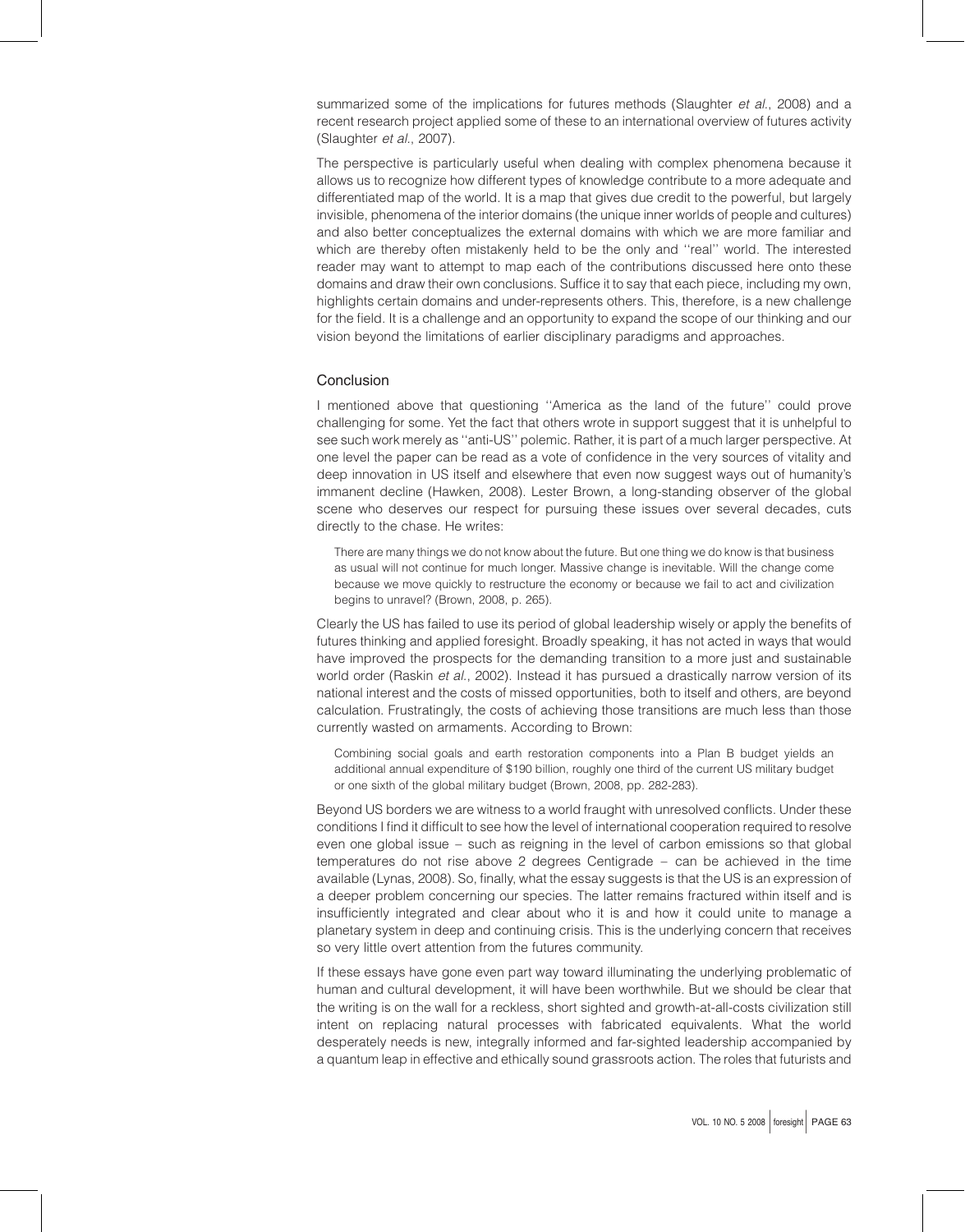summarized some of the implications for futures methods (Slaughter *et al*., 2008) and a recent research project applied some of these to an international overview of futures activity (Slaughter *et al*., 2007).

The perspective is particularly useful when dealing with complex phenomena because it allows us to recognize how different types of knowledge contribute to a more adequate and differentiated map of the world. It is a map that gives due credit to the powerful, but largely invisible, phenomena of the interior domains (the unique inner worlds of people and cultures) and also better conceptualizes the external domains with which we are more familiar and which are thereby often mistakenly held to be the only and ''real'' world. The interested reader may want to attempt to map each of the contributions discussed here onto these domains and draw their own conclusions. Suffice it to say that each piece, including my own, highlights certain domains and under-represents others. This, therefore, is a new challenge for the field. It is a challenge and an opportunity to expand the scope of our thinking and our vision beyond the limitations of earlier disciplinary paradigms and approaches.

## Conclusion

I mentioned above that questioning ''America as the land of the future'' could prove challenging for some. Yet the fact that others wrote in support suggest that it is unhelpful to see such work merely as ''anti-US'' polemic. Rather, it is part of a much larger perspective. At one level the paper can be read as a vote of confidence in the very sources of vitality and deep innovation in US itself and elsewhere that even now suggest ways out of humanity's immanent decline (Hawken, 2008). Lester Brown, a long-standing observer of the global scene who deserves our respect for pursuing these issues over several decades, cuts directly to the chase. He writes:

> There are many things we do not know about the future. But one thing we do know is that business as usual will not continue for much longer. Massive change is inevitable. Will the change come because we move quickly to restructure the economy or because we fail to act and civilization begins to unravel? (Brown, 2008, p. 265).

Clearly the US has failed to use its period of global leadership wisely or apply the benefits of futures thinking and applied foresight. Broadly speaking, it has not acted in ways that would have improved the prospects for the demanding transition to a more just and sustainable world order (Raskin *et al*., 2002). Instead it has pursued a drastically narrow version of its national interest and the costs of missed opportunities, both to itself and others, are beyond calculation. Frustratingly, the costs of achieving those transitions are much less than those currently wasted on armaments. According to Brown:

> Combining social goals and earth restoration components into a Plan B budget yields an additional annual expenditure of $190 billion, roughly one third of the current US military budget or one sixth of the global military budget (Brown, 2008, pp. 282-283).

Beyond US borders we are witness to a world fraught with unresolved conflicts. Under these conditions I find it difficult to see how the level of international cooperation required to resolve even one global issue – such as reigning in the level of carbon emissions so that global temperatures do not rise above 2 degrees Centigrade – can be achieved in the time available (Lynas, 2008). So, finally, what the essay suggests is that the US is an expression of a deeper problem concerning our species. The latter remains fractured within itself and is insufficiently integrated and clear about who it is and how it could unite to manage a planetary system in deep and continuing crisis. This is the underlying concern that receives so very little overt attention from the futures community.

If these essays have gone even part way toward illuminating the underlying problematic of human and cultural development, it will have been worthwhile. But we should be clear that the writing is on the wall for a reckless, short sighted and growth-at-all-costs civilization still intent on replacing natural processes with fabricated equivalents. What the world desperately needs is new, integrally informed and far-sighted leadership accompanied by a quantum leap in effective and ethically sound grassroots action. The roles that futurists and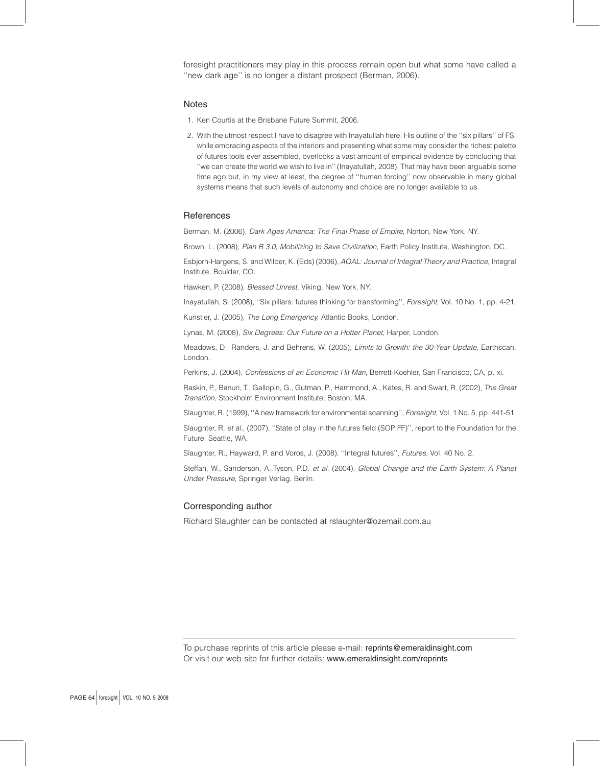foresight practitioners may play in this process remain open but what some have called a ''new dark age'' is no longer a distant prospect (Berman, 2006).

## Notes

1. Ken Courtis at the Brisbane Future Summit, 2006.
2. With the utmost respect I have to disagree with Inayatullah here. His outline of the ''six pillars'' of FS, while embracing aspects of the interiors and presenting what some may consider the richest palette of futures tools ever assembled, overlooks a vast amount of empirical evidence by concluding that ''we can create the world we wish to live in'' (Inayatullah, 2008). That may have been arguable some time ago but, in my view at least, the degree of ''human forcing'' now observable in many global systems means that such levels of autonomy and choice are no longer available to us.

## References

Berman, M. (2006), *Dark Ages America: The Final Phase of Empire*, Norton, New York, NY.

Brown, L. (2008), *Plan B 3.0, Mobilizing to Save Civilization*, Earth Policy Institute, Washington, DC.

Esbjorn-Hargens, S. and Wilber, K. (Eds) (2006), *AQAL: Journal of Integral Theory and Practice*, Integral Institute, Boulder, CO.

Hawken, P. (2008), *Blessed Unrest*, Viking, New York, NY.

Inayatullah, S. (2008), ''Six pillars: futures thinking for transforming'', *Foresight*, Vol. 10 No. 1, pp. 4-21.

Kunstler, J. (2005), *The Long Emergency*, Atlantic Books, London.

Lynas, M. (2008), *Six Degrees: Our Future on a Hotter Planet*, Harper, London.

Meadows, D., Randers, J. and Behrens, W. (2005), *Limits to Growth: the 30-Year Update*, Earthscan, London.

Perkins, J. (2004), *Confessions of an Economic Hit Man*, Berrett-Koehler, San Francisco, CA, p. xi.

Raskin, P., Banuri, T., Gallopin, G., Gutman, P., Hammond, A., Kates, R. and Swart, R. (2002), *The Great Transition*, Stockholm Environment Institute, Boston, MA.

Slaughter, R. (1999), ''A new framework for environmental scanning'', *Foresight*, Vol. 1 No. 5, pp. 441-51.

Slaughter, R. *et al.*, (2007), ''State of play in the futures field (SOPIFF)'', report to the Foundation for the Future, Seattle, WA.

Slaughter, R., Hayward, P. and Voros, J. (2008), ''Integral futures'', *Futures*, Vol. 40 No. 2.

Steffan, W., Sanderson, A.,Tyson, P.D. *et al.* (2004), *Global Change and the Earth System: A Planet Under Pressure*, Springer Verlag, Berlin.

## Corresponding author

Richard Slaughter can be contacted at rslaughter@ozemail.com.au

---

To purchase reprints of this article please e-mail: reprints@emeraldinsight.com
Or visit our web site for further details: www.emeraldinsight.com/reprints